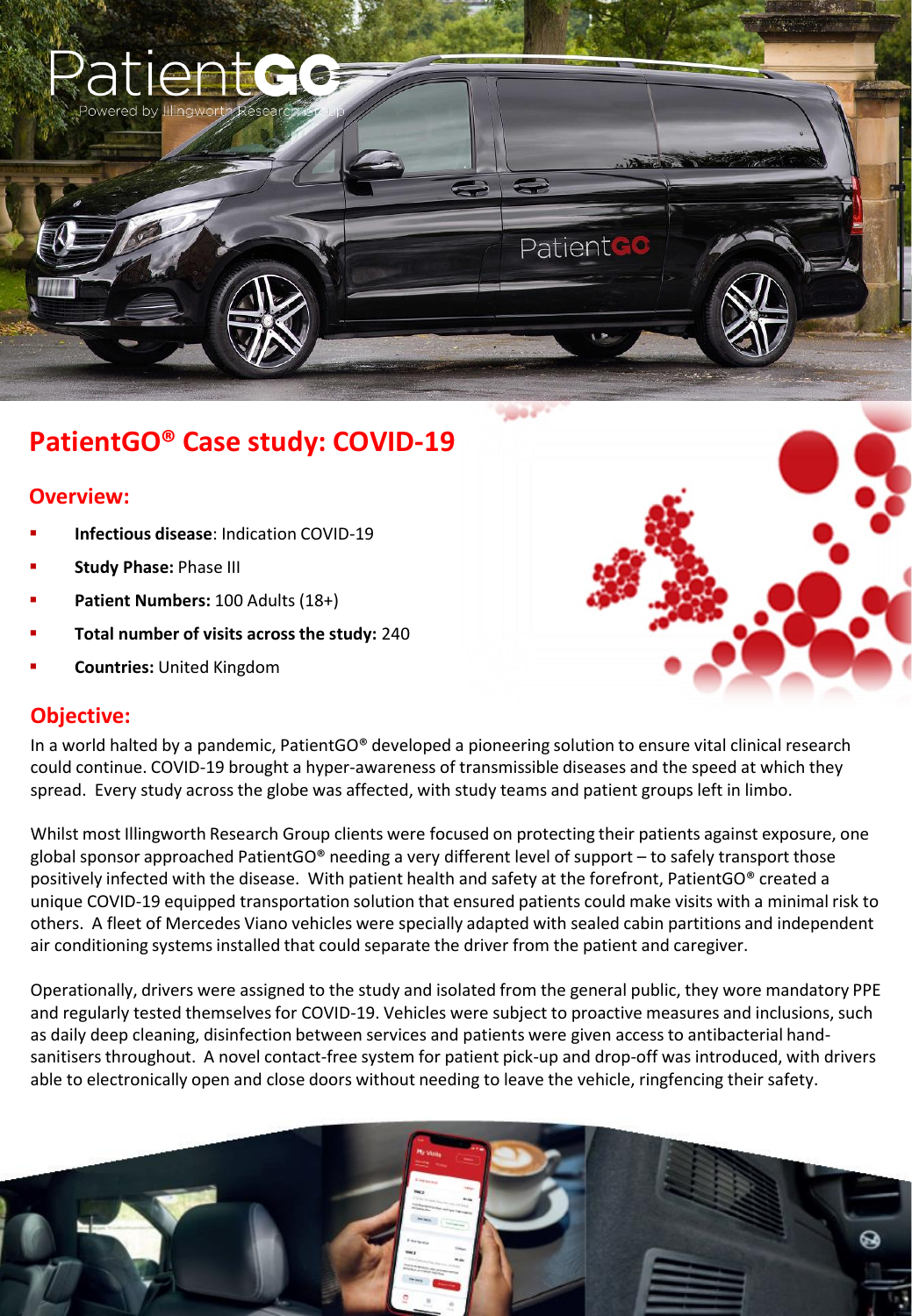# PatientGO® Case study: COVID-19

## Overview:

- **Infectious disease**: Indication COVID-19
- **Study Phase:** Phase III
- **Patient Numbers:** 100 Adults (18+)
- **Total number of visits across the study:** 240
- **Countries:** United Kingdom

## Objective:

In a world halted by a pandemic, PatientGO® developed a pioneering solution to ensure vital clinical research could continue. COVID-19 brought a hyper-awareness of transmissible diseases and the speed at which they spread. Every study across the globe was affected, with study teams and patient groups left in limbo.

Whilst most Illingworth Research Group clients were focused on protecting their patients against exposure, one global sponsor approached PatientGO® needing a very different level of support – to safely transport those positively infected with the disease. With patient health and safety at the forefront, PatientGO® created a unique COVID-19 equipped transportation solution that ensured patients could make visits with a minimal risk to others. A fleet of Mercedes Viano vehicles were specially adapted with sealed cabin partitions and independent air conditioning systems installed that could separate the driver from the patient and caregiver.

Operationally, drivers were assigned to the study and isolated from the general public, they wore mandatory PPE and regularly tested themselves for COVID-19. Vehicles were subject to proactive measures and inclusions, such as daily deep cleaning, disinfection between services and patients were given access to antibacterial hand-sanitisers throughout. A novel contact-free system for patient pick-up and drop-off was introduced, with drivers able to electronically open and close doors without needing to leave the vehicle, ringfencing their safety.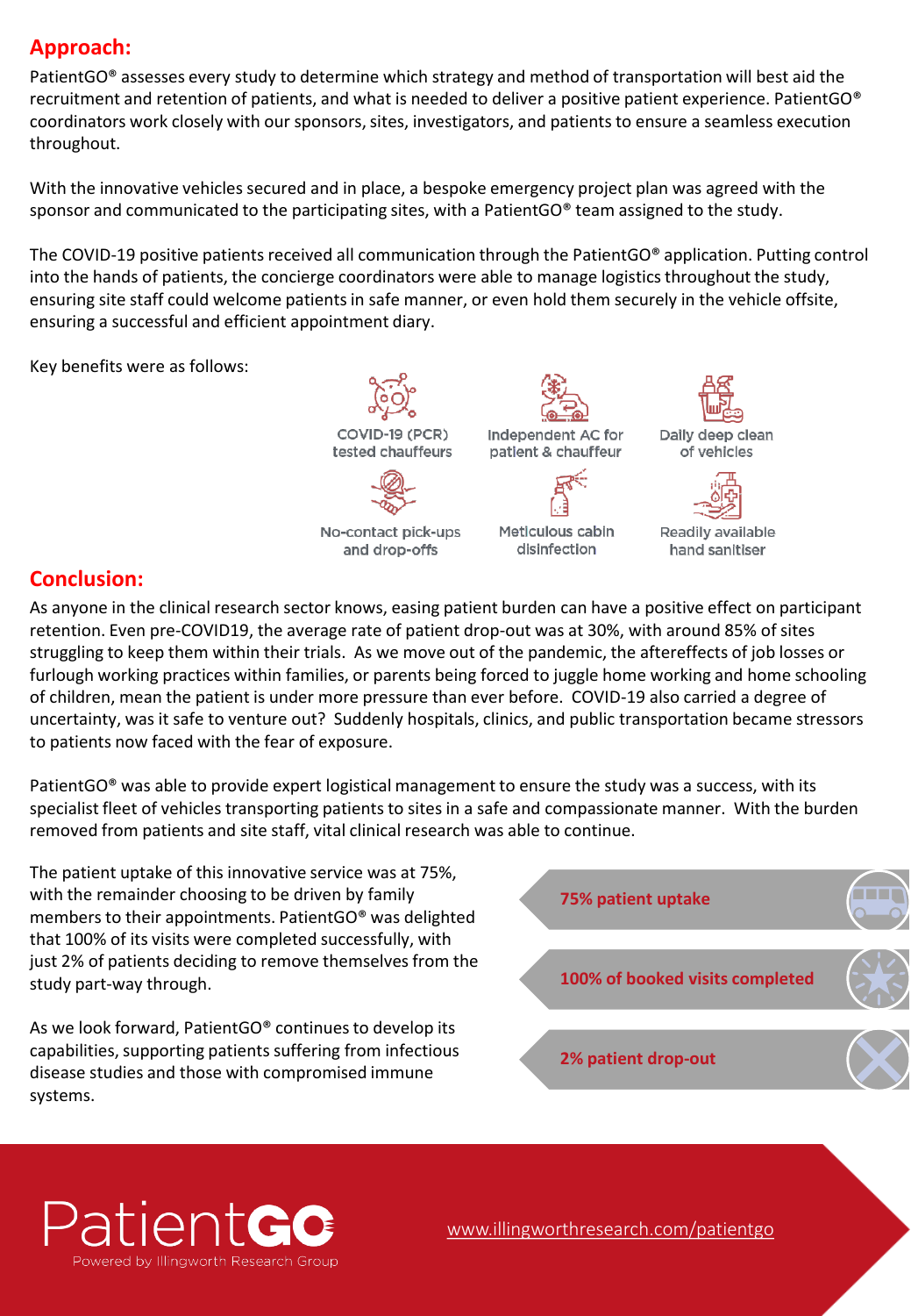## Approach:

PatientGO® assesses every study to determine which strategy and method of transportation will best aid the recruitment and retention of patients, and what is needed to deliver a positive patient experience. PatientGO® coordinators work closely with our sponsors, sites, investigators, and patients to ensure a seamless execution throughout.

With the innovative vehicles secured and in place, a bespoke emergency project plan was agreed with the sponsor and communicated to the participating sites, with a PatientGO® team assigned to the study.

The COVID-19 positive patients received all communication through the PatientGO® application. Putting control into the hands of patients, the concierge coordinators were able to manage logistics throughout the study, ensuring site staff could welcome patients in safe manner, or even hold them securely in the vehicle offsite, ensuring a successful and efficient appointment diary.

Key benefits were as follows:

- COVID-19 (PCR) tested chauffeurs
- Independent AC for patient & chauffeur
- Daily deep clean of vehicles
- No-contact pick-ups and drop-offs
- Meticulous cabin disinfection
- Readily available hand sanitiser

## Conclusion:

As anyone in the clinical research sector knows, easing patient burden can have a positive effect on participant retention. Even pre-COVID19, the average rate of patient drop-out was at 30%, with around 85% of sites struggling to keep them within their trials. As we move out of the pandemic, the aftereffects of job losses or furlough working practices within families, or parents being forced to juggle home working and home schooling of children, mean the patient is under more pressure than ever before. COVID-19 also carried a degree of uncertainty, was it safe to venture out? Suddenly hospitals, clinics, and public transportation became stressors to patients now faced with the fear of exposure.

PatientGO® was able to provide expert logistical management to ensure the study was a success, with its specialist fleet of vehicles transporting patients to sites in a safe and compassionate manner. With the burden removed from patients and site staff, vital clinical research was able to continue.

The patient uptake of this innovative service was at 75%, with the remainder choosing to be driven by family members to their appointments. PatientGO® was delighted that 100% of its visits were completed successfully, with just 2% of patients deciding to remove themselves from the study part-way through.

As we look forward, PatientGO® continues to develop its capabilities, supporting patients suffering from infectious disease studies and those with compromised immune systems.

**75% patient uptake**

**100% of booked visits completed**

**2% patient drop-out**

PatientGO
Powered by Illingworth Research Group

www.illingworthresearch.com/patientgo